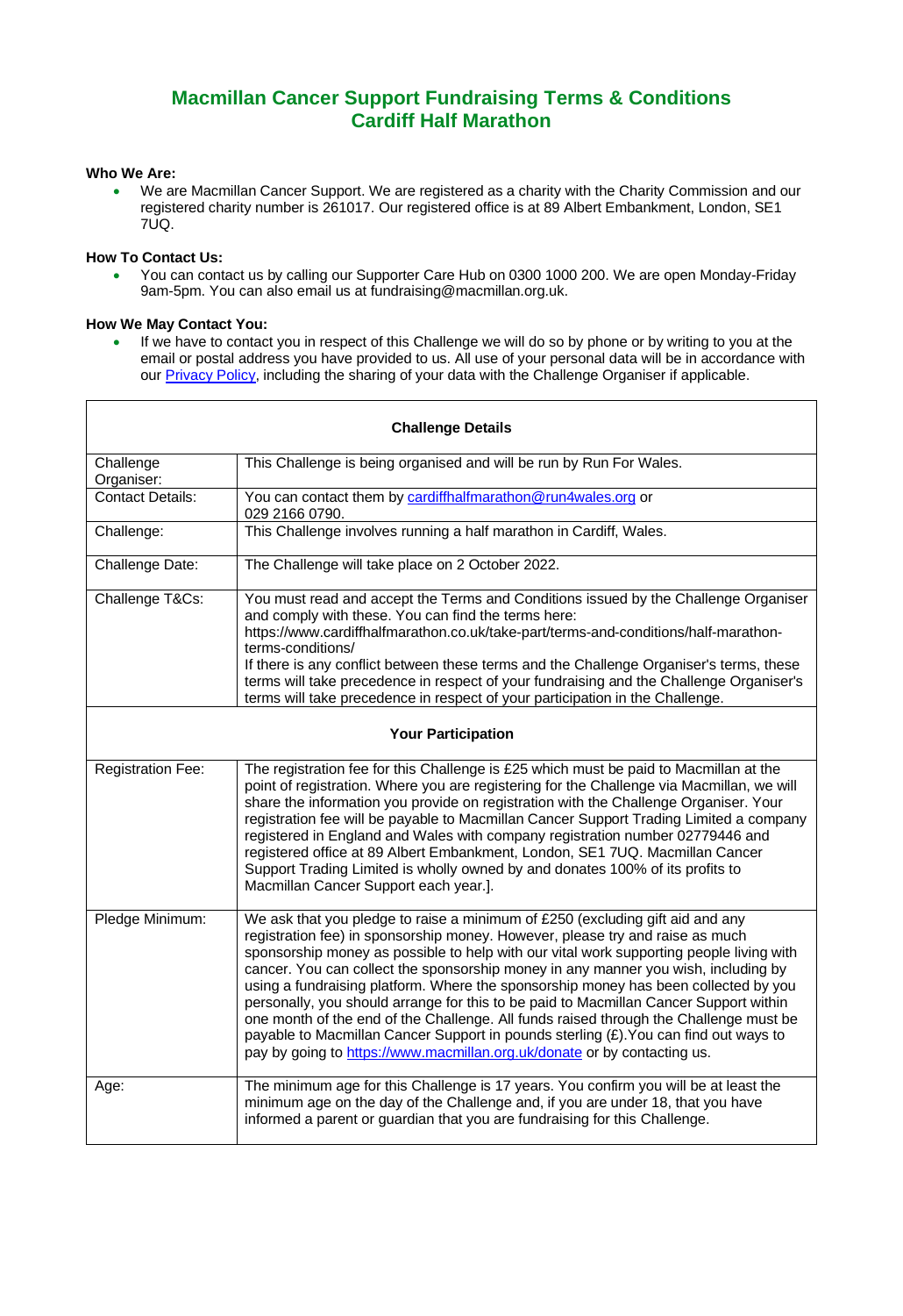# Macmillan Cancer Support Fundraising Terms & Conditions
# Cardiff Half Marathon

**Who We Are:**

- We are Macmillan Cancer Support. We are registered as a charity with the Charity Commission and our registered charity number is 261017. Our registered office is at 89 Albert Embankment, London, SE1 7UQ.

**How To Contact Us:**

- You can contact us by calling our Supporter Care Hub on 0300 1000 200. We are open Monday-Friday 9am-5pm. You can also email us at fundraising@macmillan.org.uk.

**How We May Contact You:**

- If we have to contact you in respect of this Challenge we will do so by phone or by writing to you at the email or postal address you have provided to us. All use of your personal data will be in accordance with our [Privacy Policy](), including the sharing of your data with the Challenge Organiser if applicable.

| **Challenge Details** | |
|---|---|
| Challenge Organiser: | This Challenge is being organised and will be run by Run For Wales. |
| Contact Details: | You can contact them by [cardiffhalfmarathon@run4wales.org]() or 029 2166 0790. |
| Challenge: | This Challenge involves running a half marathon in Cardiff, Wales. |
| Challenge Date: | The Challenge will take place on 2 October 2022. |
| Challenge T&Cs: | You must read and accept the Terms and Conditions issued by the Challenge Organiser and comply with these. You can find the terms here: https://www.cardiffhalfmarathon.co.uk/take-part/terms-and-conditions/half-marathon-terms-conditions/ If there is any conflict between these terms and the Challenge Organiser's terms, these terms will take precedence in respect of your fundraising and the Challenge Organiser's terms will take precedence in respect of your participation in the Challenge. |
| **Your Participation** | |
| Registration Fee: | The registration fee for this Challenge is £25 which must be paid to Macmillan at the point of registration. Where you are registering for the Challenge via Macmillan, we will share the information you provide on registration with the Challenge Organiser. Your registration fee will be payable to Macmillan Cancer Support Trading Limited a company registered in England and Wales with company registration number 02779446 and registered office at 89 Albert Embankment, London, SE1 7UQ. Macmillan Cancer Support Trading Limited is wholly owned by and donates 100% of its profits to Macmillan Cancer Support each year.]. |
| Pledge Minimum: | We ask that you pledge to raise a minimum of £250 (excluding gift aid and any registration fee) in sponsorship money. However, please try and raise as much sponsorship money as possible to help with our vital work supporting people living with cancer. You can collect the sponsorship money in any manner you wish, including by using a fundraising platform. Where the sponsorship money has been collected by you personally, you should arrange for this to be paid to Macmillan Cancer Support within one month of the end of the Challenge. All funds raised through the Challenge must be payable to Macmillan Cancer Support in pounds sterling (£).You can find out ways to pay by going to [https://www.macmillan.org.uk/donate]() or by contacting us. |
| Age: | The minimum age for this Challenge is 17 years. You confirm you will be at least the minimum age on the day of the Challenge and, if you are under 18, that you have informed a parent or guardian that you are fundraising for this Challenge. |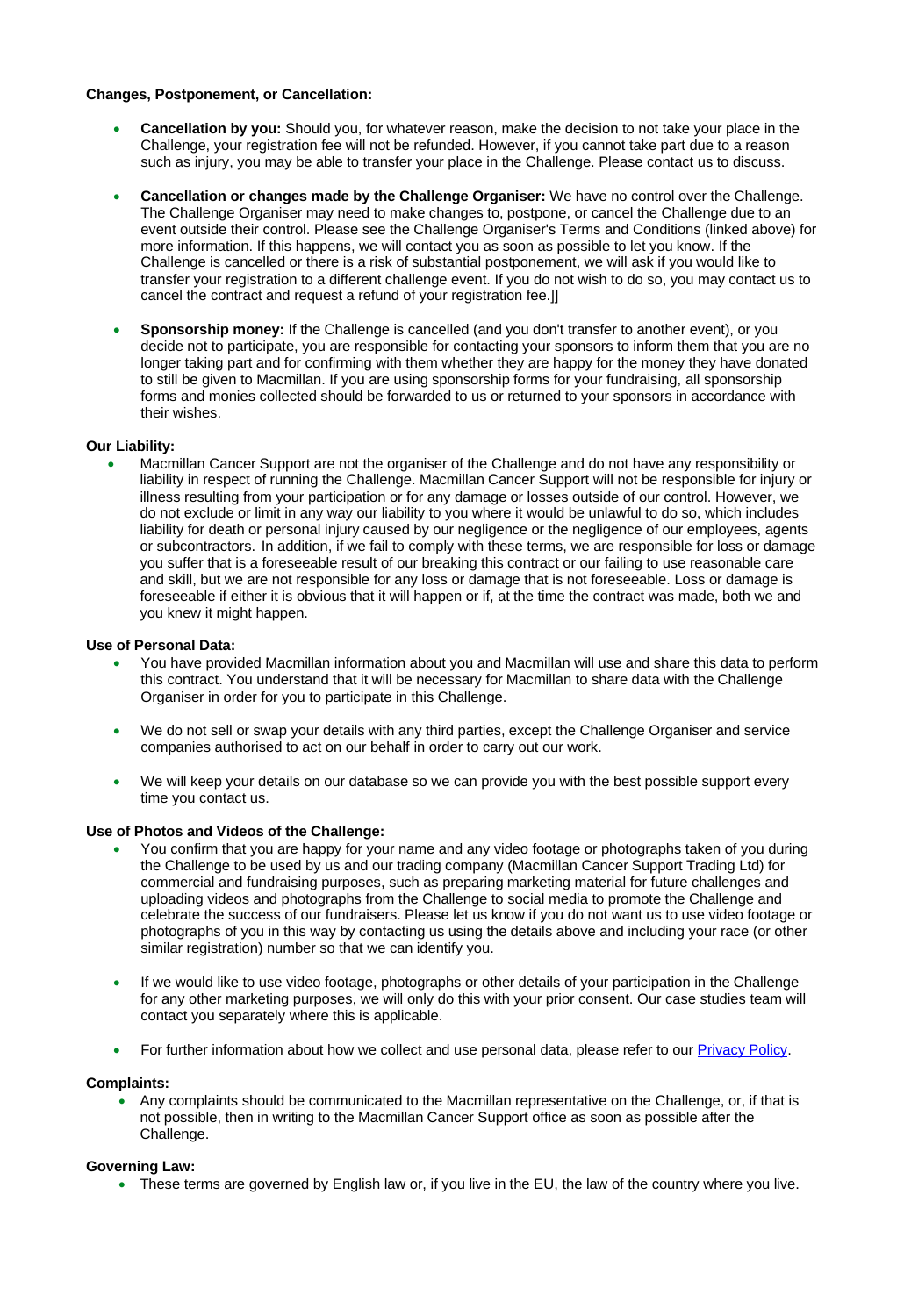**Changes, Postponement, or Cancellation:**

- **Cancellation by you:** Should you, for whatever reason, make the decision to not take your place in the Challenge, your registration fee will not be refunded. However, if you cannot take part due to a reason such as injury, you may be able to transfer your place in the Challenge. Please contact us to discuss.

- **Cancellation or changes made by the Challenge Organiser:** We have no control over the Challenge. The Challenge Organiser may need to make changes to, postpone, or cancel the Challenge due to an event outside their control. Please see the Challenge Organiser's Terms and Conditions (linked above) for more information. If this happens, we will contact you as soon as possible to let you know. If the Challenge is cancelled or there is a risk of substantial postponement, we will ask if you would like to transfer your registration to a different challenge event. If you do not wish to do so, you may contact us to cancel the contract and request a refund of your registration fee.]]

- **Sponsorship money:** If the Challenge is cancelled (and you don't transfer to another event), or you decide not to participate, you are responsible for contacting your sponsors to inform them that you are no longer taking part and for confirming with them whether they are happy for the money they have donated to still be given to Macmillan. If you are using sponsorship forms for your fundraising, all sponsorship forms and monies collected should be forwarded to us or returned to your sponsors in accordance with their wishes.

**Our Liability:**

- Macmillan Cancer Support are not the organiser of the Challenge and do not have any responsibility or liability in respect of running the Challenge. Macmillan Cancer Support will not be responsible for injury or illness resulting from your participation or for any damage or losses outside of our control. However, we do not exclude or limit in any way our liability to you where it would be unlawful to do so, which includes liability for death or personal injury caused by our negligence or the negligence of our employees, agents or subcontractors. In addition, if we fail to comply with these terms, we are responsible for loss or damage you suffer that is a foreseeable result of our breaking this contract or our failing to use reasonable care and skill, but we are not responsible for any loss or damage that is not foreseeable. Loss or damage is foreseeable if either it is obvious that it will happen or if, at the time the contract was made, both we and you knew it might happen.

**Use of Personal Data:**

- You have provided Macmillan information about you and Macmillan will use and share this data to perform this contract. You understand that it will be necessary for Macmillan to share data with the Challenge Organiser in order for you to participate in this Challenge.

- We do not sell or swap your details with any third parties, except the Challenge Organiser and service companies authorised to act on our behalf in order to carry out our work.

- We will keep your details on our database so we can provide you with the best possible support every time you contact us.

**Use of Photos and Videos of the Challenge:**

- You confirm that you are happy for your name and any video footage or photographs taken of you during the Challenge to be used by us and our trading company (Macmillan Cancer Support Trading Ltd) for commercial and fundraising purposes, such as preparing marketing material for future challenges and uploading videos and photographs from the Challenge to social media to promote the Challenge and celebrate the success of our fundraisers. Please let us know if you do not want us to use video footage or photographs of you in this way by contacting us using the details above and including your race (or other similar registration) number so that we can identify you.

- If we would like to use video footage, photographs or other details of your participation in the Challenge for any other marketing purposes, we will only do this with your prior consent. Our case studies team will contact you separately where this is applicable.

- For further information about how we collect and use personal data, please refer to our Privacy Policy.

**Complaints:**

- Any complaints should be communicated to the Macmillan representative on the Challenge, or, if that is not possible, then in writing to the Macmillan Cancer Support office as soon as possible after the Challenge.

**Governing Law:**

- These terms are governed by English law or, if you live in the EU, the law of the country where you live.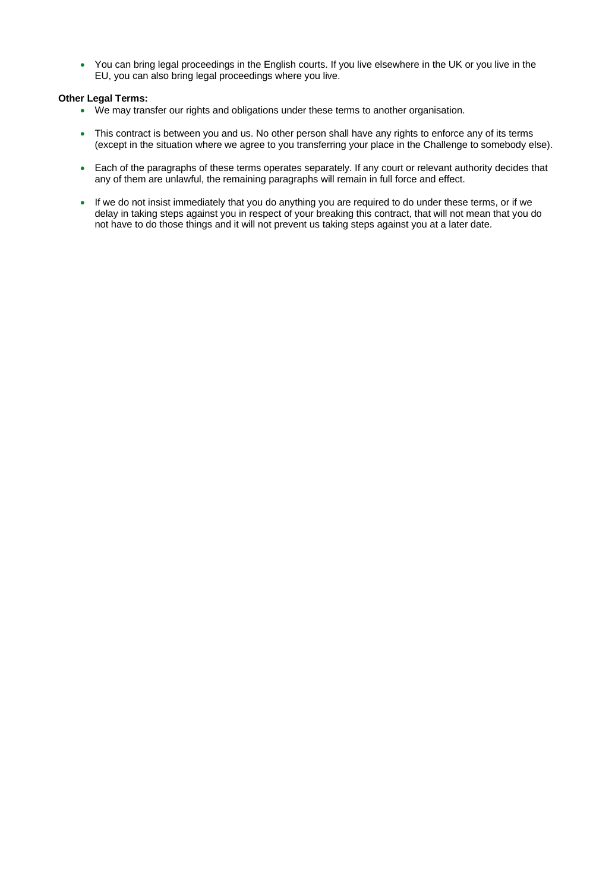- You can bring legal proceedings in the English courts. If you live elsewhere in the UK or you live in the EU, you can also bring legal proceedings where you live.

**Other Legal Terms:**

- We may transfer our rights and obligations under these terms to another organisation.
- This contract is between you and us. No other person shall have any rights to enforce any of its terms (except in the situation where we agree to you transferring your place in the Challenge to somebody else).
- Each of the paragraphs of these terms operates separately. If any court or relevant authority decides that any of them are unlawful, the remaining paragraphs will remain in full force and effect.
- If we do not insist immediately that you do anything you are required to do under these terms, or if we delay in taking steps against you in respect of your breaking this contract, that will not mean that you do not have to do those things and it will not prevent us taking steps against you at a later date.